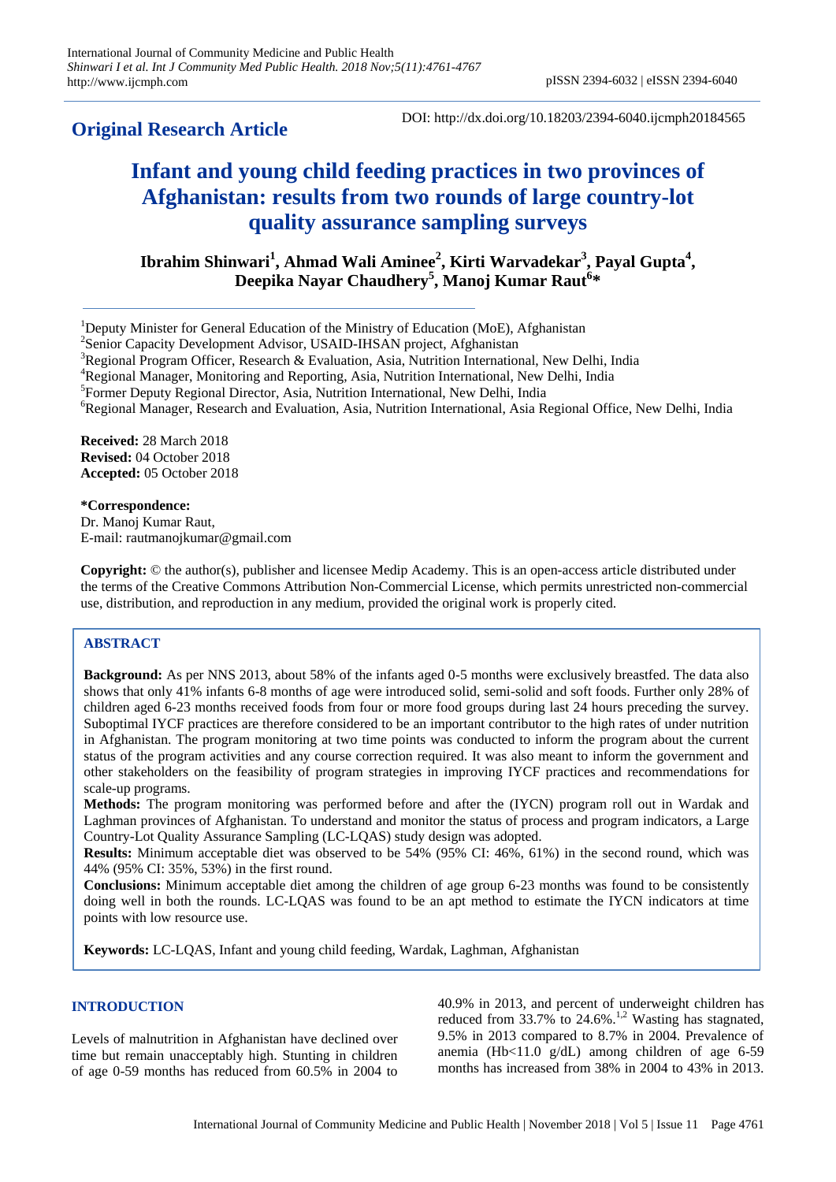**Original Research Article**

DOI: http://dx.doi.org/10.18203/2394-6040.ijcmph20184565

# Infant and young child feeding practices in two provinces of Afghanistan: results from two rounds of large country-lot quality assurance sampling surveys

**Ibrahim Shinwari[1], Ahmad Wali Aminee[2], Kirti Warvadekar[3], Payal Gupta[4], Deepika Nayar Chaudhery[5], Manoj Kumar Raut[6]***

[1]Deputy Minister for General Education of the Ministry of Education (MoE), Afghanistan
[2]Senior Capacity Development Advisor, USAID-IHSAN project, Afghanistan
[3]Regional Program Officer, Research & Evaluation, Asia, Nutrition International, New Delhi, India
[4]Regional Manager, Monitoring and Reporting, Asia, Nutrition International, New Delhi, India
[5]Former Deputy Regional Director, Asia, Nutrition International, New Delhi, India
[6]Regional Manager, Research and Evaluation, Asia, Nutrition International, Asia Regional Office, New Delhi, India

**Received:** 28 March 2018
**Revised:** 04 October 2018
**Accepted:** 05 October 2018

**\*Correspondence:**
Dr. Manoj Kumar Raut,
E-mail: rautmanojkumar@gmail.com

**Copyright:** © the author(s), publisher and licensee Medip Academy. This is an open-access article distributed under the terms of the Creative Commons Attribution Non-Commercial License, which permits unrestricted non-commercial use, distribution, and reproduction in any medium, provided the original work is properly cited.

## ABSTRACT

**Background:** As per NNS 2013, about 58% of the infants aged 0-5 months were exclusively breastfed. The data also shows that only 41% infants 6-8 months of age were introduced solid, semi-solid and soft foods. Further only 28% of children aged 6-23 months received foods from four or more food groups during last 24 hours preceding the survey. Suboptimal IYCF practices are therefore considered to be an important contributor to the high rates of under nutrition in Afghanistan. The program monitoring at two time points was conducted to inform the program about the current status of the program activities and any course correction required. It was also meant to inform the government and other stakeholders on the feasibility of program strategies in improving IYCF practices and recommendations for scale-up programs.

**Methods:** The program monitoring was performed before and after the (IYCN) program roll out in Wardak and Laghman provinces of Afghanistan. To understand and monitor the status of process and program indicators, a Large Country-Lot Quality Assurance Sampling (LC-LQAS) study design was adopted.

**Results:** Minimum acceptable diet was observed to be 54% (95% CI: 46%, 61%) in the second round, which was 44% (95% CI: 35%, 53%) in the first round.

**Conclusions:** Minimum acceptable diet among the children of age group 6-23 months was found to be consistently doing well in both the rounds. LC-LQAS was found to be an apt method to estimate the IYCN indicators at time points with low resource use.

**Keywords:** LC-LQAS, Infant and young child feeding, Wardak, Laghman, Afghanistan

## INTRODUCTION

Levels of malnutrition in Afghanistan have declined over time but remain unacceptably high. Stunting in children of age 0-59 months has reduced from 60.5% in 2004 to 40.9% in 2013, and percent of underweight children has reduced from 33.7% to 24.6%.[1,2] Wasting has stagnated, 9.5% in 2013 compared to 8.7% in 2004. Prevalence of anemia (Hb<11.0 g/dL) among children of age 6-59 months has increased from 38% in 2004 to 43% in 2013.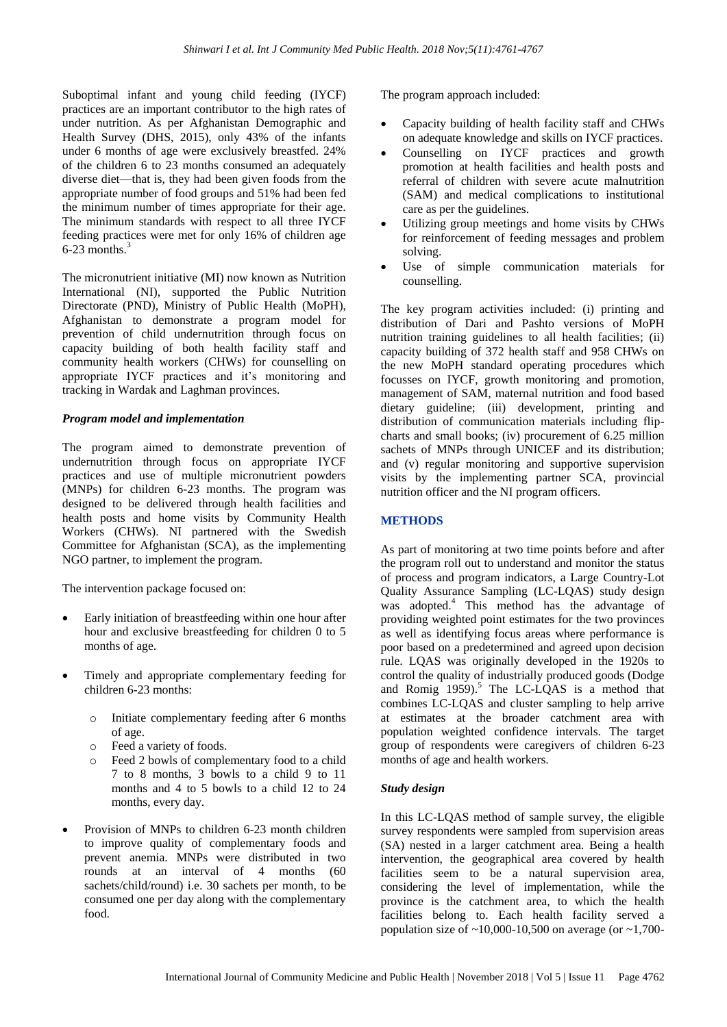Suboptimal infant and young child feeding (IYCF) practices are an important contributor to the high rates of under nutrition. As per Afghanistan Demographic and Health Survey (DHS, 2015), only 43% of the infants under 6 months of age were exclusively breastfed. 24% of the children 6 to 23 months consumed an adequately diverse diet—that is, they had been given foods from the appropriate number of food groups and 51% had been fed the minimum number of times appropriate for their age. The minimum standards with respect to all three IYCF feeding practices were met for only 16% of children age 6-23 months.[3]

The micronutrient initiative (MI) now known as Nutrition International (NI), supported the Public Nutrition Directorate (PND), Ministry of Public Health (MoPH), Afghanistan to demonstrate a program model for prevention of child undernutrition through focus on capacity building of both health facility staff and community health workers (CHWs) for counselling on appropriate IYCF practices and it's monitoring and tracking in Wardak and Laghman provinces.

***Program model and implementation***

The program aimed to demonstrate prevention of undernutrition through focus on appropriate IYCF practices and use of multiple micronutrient powders (MNPs) for children 6-23 months. The program was designed to be delivered through health facilities and health posts and home visits by Community Health Workers (CHWs). NI partnered with the Swedish Committee for Afghanistan (SCA), as the implementing NGO partner, to implement the program.

The intervention package focused on:

- Early initiation of breastfeeding within one hour after hour and exclusive breastfeeding for children 0 to 5 months of age.
- Timely and appropriate complementary feeding for children 6-23 months:
    - Initiate complementary feeding after 6 months of age.
    - Feed a variety of foods.
    - Feed 2 bowls of complementary food to a child 7 to 8 months, 3 bowls to a child 9 to 11 months and 4 to 5 bowls to a child 12 to 24 months, every day.
- Provision of MNPs to children 6-23 month children to improve quality of complementary foods and prevent anemia. MNPs were distributed in two rounds at an interval of 4 months (60 sachets/child/round) i.e. 30 sachets per month, to be consumed one per day along with the complementary food.

The program approach included:

- Capacity building of health facility staff and CHWs on adequate knowledge and skills on IYCF practices.
- Counselling on IYCF practices and growth promotion at health facilities and health posts and referral of children with severe acute malnutrition (SAM) and medical complications to institutional care as per the guidelines.
- Utilizing group meetings and home visits by CHWs for reinforcement of feeding messages and problem solving.
- Use of simple communication materials for counselling.

The key program activities included: (i) printing and distribution of Dari and Pashto versions of MoPH nutrition training guidelines to all health facilities; (ii) capacity building of 372 health staff and 958 CHWs on the new MoPH standard operating procedures which focusses on IYCF, growth monitoring and promotion, management of SAM, maternal nutrition and food based dietary guideline; (iii) development, printing and distribution of communication materials including flip-charts and small books; (iv) procurement of 6.25 million sachets of MNPs through UNICEF and its distribution; and (v) regular monitoring and supportive supervision visits by the implementing partner SCA, provincial nutrition officer and the NI program officers.

## METHODS

As part of monitoring at two time points before and after the program roll out to understand and monitor the status of process and program indicators, a Large Country-Lot Quality Assurance Sampling (LC-LQAS) study design was adopted.[4] This method has the advantage of providing weighted point estimates for the two provinces as well as identifying focus areas where performance is poor based on a predetermined and agreed upon decision rule. LQAS was originally developed in the 1920s to control the quality of industrially produced goods (Dodge and Romig 1959).[5] The LC-LQAS is a method that combines LC-LQAS and cluster sampling to help arrive at estimates at the broader catchment area with population weighted confidence intervals. The target group of respondents were caregivers of children 6-23 months of age and health workers.

***Study design***

In this LC-LQAS method of sample survey, the eligible survey respondents were sampled from supervision areas (SA) nested in a larger catchment area. Being a health intervention, the geographical area covered by health facilities seem to be a natural supervision area, considering the level of implementation, while the province is the catchment area, to which the health facilities belong to. Each health facility served a population size of ~10,000-10,500 on average (or ~1,700-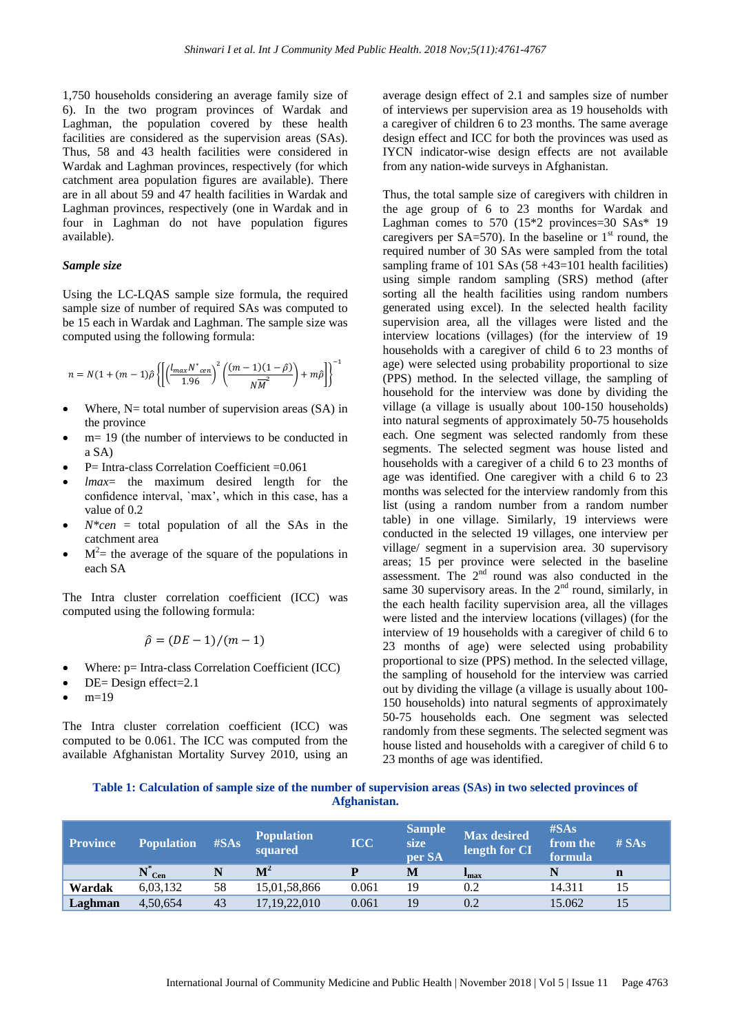1,750 households considering an average family size of 6). In the two program provinces of Wardak and Laghman, the population covered by these health facilities are considered as the supervision areas (SAs). Thus, 58 and 43 health facilities were considered in Wardak and Laghman provinces, respectively (for which catchment area population figures are available). There are in all about 59 and 47 health facilities in Wardak and Laghman provinces, respectively (one in Wardak and in four in Laghman do not have population figures available).

#### *Sample size*

Using the LC-LQAS sample size formula, the required sample size of number of required SAs was computed to be 15 each in Wardak and Laghman. The sample size was computed using the following formula:

$$n = N(1 + (m-1)\hat{\rho}\left\{\left[\left(\frac{l_{max}N^*_{cen}}{1.96}\right)^2\left(\frac{(m-1)(1-\hat{\rho})}{N\overline{M}^2}\right) + m\hat{\rho}\right]\right\}^{-1}$$

- Where, N= total number of supervision areas (SA) in the province
- m= 19 (the number of interviews to be conducted in a SA)
- P= Intra-class Correlation Coefficient =0.061
- *lmax*= the maximum desired length for the confidence interval, `max', which in this case, has a value of 0.2
- *N\*cen* = total population of all the SAs in the catchment area
- $M^2$= the average of the square of the populations in each SA

The Intra cluster correlation coefficient (ICC) was computed using the following formula:

$$\hat{\rho} = (DE - 1)/(m - 1)$$

- Where: p= Intra-class Correlation Coefficient (ICC)
- DE= Design effect=2.1
- m=19

The Intra cluster correlation coefficient (ICC) was computed to be 0.061. The ICC was computed from the available Afghanistan Mortality Survey 2010, using an average design effect of 2.1 and samples size of number of interviews per supervision area as 19 households with a caregiver of children 6 to 23 months. The same average design effect and ICC for both the provinces was used as IYCN indicator-wise design effects are not available from any nation-wide surveys in Afghanistan.

Thus, the total sample size of caregivers with children in the age group of 6 to 23 months for Wardak and Laghman comes to 570 (15*2 provinces=30 SAs* 19 caregivers per SA=570). In the baseline or 1st round, the required number of 30 SAs were sampled from the total sampling frame of 101 SAs (58 +43=101 health facilities) using simple random sampling (SRS) method (after sorting all the health facilities using random numbers generated using excel). In the selected health facility supervision area, all the villages were listed and the interview locations (villages) (for the interview of 19 households with a caregiver of child 6 to 23 months of age) were selected using probability proportional to size (PPS) method. In the selected village, the sampling of household for the interview was done by dividing the village (a village is usually about 100-150 households) into natural segments of approximately 50-75 households each. One segment was selected randomly from these segments. The selected segment was house listed and households with a caregiver of a child 6 to 23 months of age was identified. One caregiver with a child 6 to 23 months was selected for the interview randomly from this list (using a random number from a random number table) in one village. Similarly, 19 interviews were conducted in the selected 19 villages, one interview per village/ segment in a supervision area. 30 supervisory areas; 15 per province were selected in the baseline assessment. The 2nd round was also conducted in the same 30 supervisory areas. In the 2nd round, similarly, in the each health facility supervision area, all the villages were listed and the interview locations (villages) (for the interview of 19 households with a caregiver of child 6 to 23 months of age) were selected using probability proportional to size (PPS) method. In the selected village, the sampling of household for the interview was carried out by dividing the village (a village is usually about 100-150 households) into natural segments of approximately 50-75 households each. One segment was selected randomly from these segments. The selected segment was house listed and households with a caregiver of child 6 to 23 months of age was identified.

**Table 1: Calculation of sample size of the number of supervision areas (SAs) in two selected provinces of Afghanistan.**

| Province | Population | #SAs | Population squared | ICC | Sample size per SA | Max desired length for CI | #SAs from the formula | # SAs |
|---|---|---|---|---|---|---|---|---|
| | $N^*_{Cen}$ | N | $M^2$ | P | M | $l_{max}$ | N | n |
| **Wardak** | 6,03,132 | 58 | 15,01,58,866 | 0.061 | 19 | 0.2 | 14.311 | 15 |
| **Laghman** | 4,50,654 | 43 | 17,19,22,010 | 0.061 | 19 | 0.2 | 15.062 | 15 |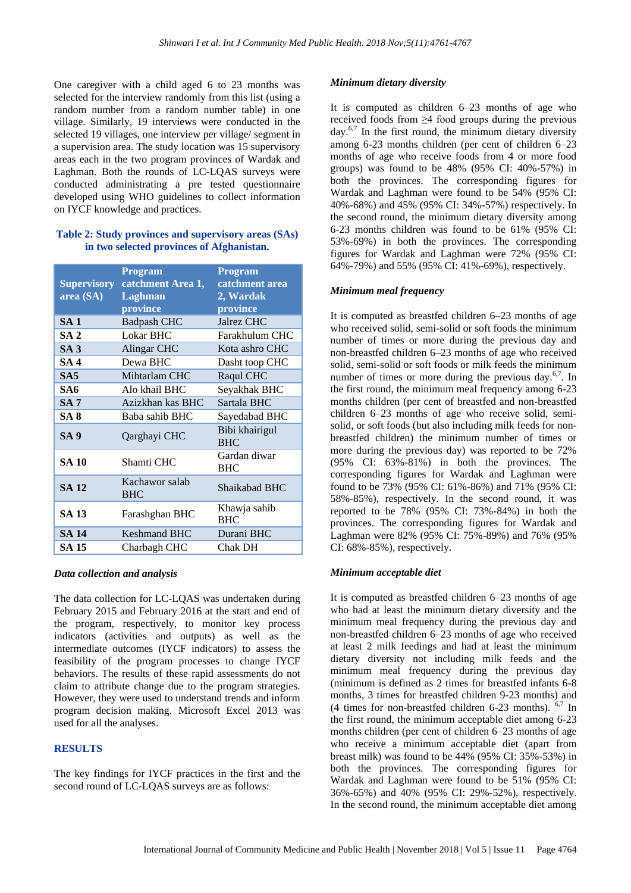One caregiver with a child aged 6 to 23 months was selected for the interview randomly from this list (using a random number from a random number table) in one village. Similarly, 19 interviews were conducted in the selected 19 villages, one interview per village/ segment in a supervision area. The study location was 15 supervisory areas each in the two program provinces of Wardak and Laghman. Both the rounds of LC-LQAS surveys were conducted administrating a pre tested questionnaire developed using WHO guidelines to collect information on IYCF knowledge and practices.

**Table 2: Study provinces and supervisory areas (SAs) in two selected provinces of Afghanistan.**

| Supervisory area (SA) | Program catchment Area 1, Laghman province | Program catchment area 2, Wardak province |
|---|---|---|
| **SA 1** | Badpash CHC | Jalrez CHC |
| **SA 2** | Lokar BHC | Farakhulum CHC |
| **SA 3** | Alingar CHC | Kota ashro CHC |
| **SA 4** | Dewa BHC | Dasht toop CHC |
| **SA5** | Mihtarlam CHC | Raqul CHC |
| **SA6** | Alo khail BHC | Seyakhak BHC |
| **SA 7** | Azizkhan kas BHC | Sartala BHC |
| **SA 8** | Baba sahib BHC | Sayedabad BHC |
| **SA 9** | Qarghayi CHC | Bibi khairigul BHC |
| **SA 10** | Shamti CHC | Gardan diwar BHC |
| **SA 12** | Kachawor salab BHC | Shaikabad BHC |
| **SA 13** | Farashghan BHC | Khawja sahib BHC |
| **SA 14** | Keshmand BHC | Durani BHC |
| **SA 15** | Charbagh CHC | Chak DH |

### *Data collection and analysis*

The data collection for LC-LQAS was undertaken during February 2015 and February 2016 at the start and end of the program, respectively, to monitor key process indicators (activities and outputs) as well as the intermediate outcomes (IYCF indicators) to assess the feasibility of the program processes to change IYCF behaviors. The results of these rapid assessments do not claim to attribute change due to the program strategies. However, they were used to understand trends and inform program decision making. Microsoft Excel 2013 was used for all the analyses.

## RESULTS

The key findings for IYCF practices in the first and the second round of LC-LQAS surveys are as follows:

### *Minimum dietary diversity*

It is computed as children 6–23 months of age who received foods from ≥4 food groups during the previous day.[6,7] In the first round, the minimum dietary diversity among 6-23 months children (per cent of children 6–23 months of age who receive foods from 4 or more food groups) was found to be 48% (95% CI: 40%-57%) in both the provinces. The corresponding figures for Wardak and Laghman were found to be 54% (95% CI: 40%-68%) and 45% (95% CI: 34%-57%) respectively. In the second round, the minimum dietary diversity among 6-23 months children was found to be 61% (95% CI: 53%-69%) in both the provinces. The corresponding figures for Wardak and Laghman were 72% (95% CI: 64%-79%) and 55% (95% CI: 41%-69%), respectively.

### *Minimum meal frequency*

It is computed as breastfed children 6–23 months of age who received solid, semi-solid or soft foods the minimum number of times or more during the previous day and non-breastfed children 6–23 months of age who received solid, semi-solid or soft foods or milk feeds the minimum number of times or more during the previous day.[6,7]. In the first round, the minimum meal frequency among 6-23 months children (per cent of breastfed and non-breastfed children 6–23 months of age who receive solid, semi-solid, or soft foods (but also including milk feeds for non-breastfed children) the minimum number of times or more during the previous day) was reported to be 72% (95% CI: 63%-81%) in both the provinces. The corresponding figures for Wardak and Laghman were found to be 73% (95% CI: 61%-86%) and 71% (95% CI: 58%-85%), respectively. In the second round, it was reported to be 78% (95% CI: 73%-84%) in both the provinces. The corresponding figures for Wardak and Laghman were 82% (95% CI: 75%-89%) and 76% (95% CI: 68%-85%), respectively.

### *Minimum acceptable diet*

It is computed as breastfed children 6–23 months of age who had at least the minimum dietary diversity and the minimum meal frequency during the previous day and non-breastfed children 6–23 months of age who received at least 2 milk feedings and had at least the minimum dietary diversity not including milk feeds and the minimum meal frequency during the previous day (minimum is defined as 2 times for breastfed infants 6-8 months, 3 times for breastfed children 9-23 months) and (4 times for non-breastfed children 6-23 months).[6,7] In the first round, the minimum acceptable diet among 6-23 months children (per cent of children 6–23 months of age who receive a minimum acceptable diet (apart from breast milk) was found to be 44% (95% CI: 35%-53%) in both the provinces. The corresponding figures for Wardak and Laghman were found to be 51% (95% CI: 36%-65%) and 40% (95% CI: 29%-52%), respectively. In the second round, the minimum acceptable diet among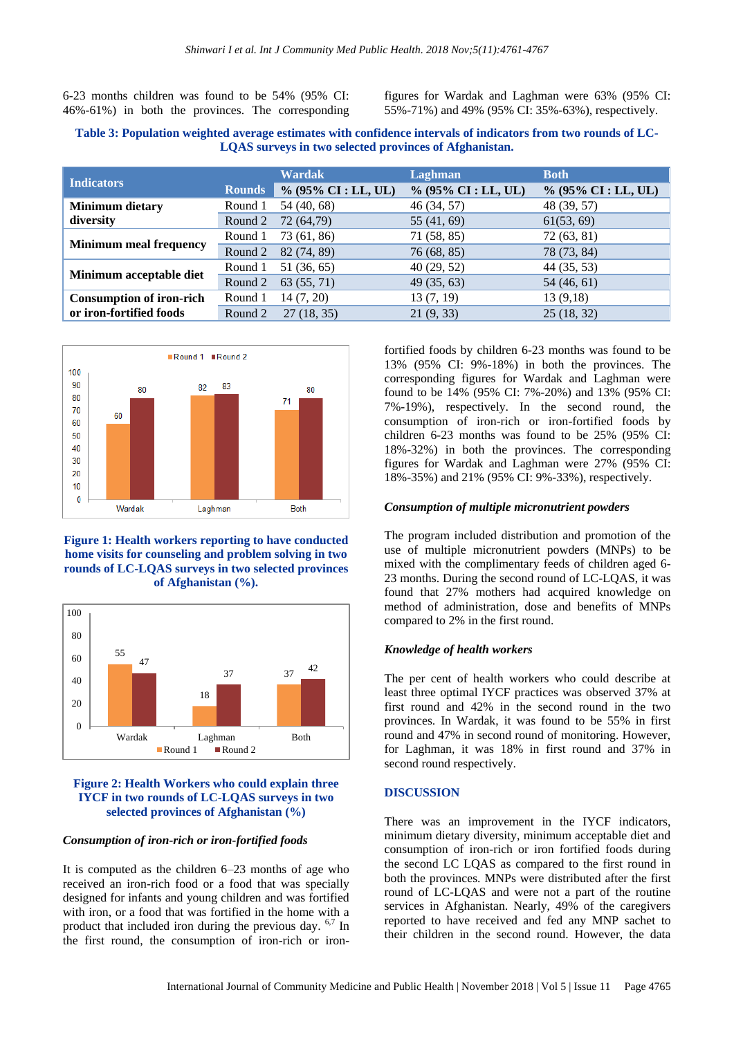6-23 months children was found to be 54% (95% CI: 46%-61%) in both the provinces. The corresponding figures for Wardak and Laghman were 63% (95% CI: 55%-71%) and 49% (95% CI: 35%-63%), respectively.

**Table 3: Population weighted average estimates with confidence intervals of indicators from two rounds of LC-LQAS surveys in two selected provinces of Afghanistan.**

| Indicators | | Wardak | Laghman | Both |
|---|---|---|---|---|
| | Rounds | % (95% CI : LL, UL) | % (95% CI : LL, UL) | % (95% CI : LL, UL) |
| Minimum dietary diversity | Round 1 | 54 (40, 68) | 46 (34, 57) | 48 (39, 57) |
| | Round 2 | 72 (64,79) | 55 (41, 69) | 61(53, 69) |
| Minimum meal frequency | Round 1 | 73 (61, 86) | 71 (58, 85) | 72 (63, 81) |
| | Round 2 | 82 (74, 89) | 76 (68, 85) | 78 (73, 84) |
| Minimum acceptable diet | Round 1 | 51 (36, 65) | 40 (29, 52) | 44 (35, 53) |
| | Round 2 | 63 (55, 71) | 49 (35, 63) | 54 (46, 61) |
| Consumption of iron-rich or iron-fortified foods | Round 1 | 14 (7, 20) | 13 (7, 19) | 13 (9,18) |
| | Round 2 | 27 (18, 35) | 21 (9, 33) | 25 (18, 32) |

**Figure 1: Health workers reporting to have conducted home visits for counseling and problem solving in two rounds of LC-LQAS surveys in two selected provinces of Afghanistan (%).**

**Figure 2: Health Workers who could explain three IYCF in two rounds of LC-LQAS surveys in two selected provinces of Afghanistan (%)**

### *Consumption of iron-rich or iron-fortified foods*

It is computed as the children 6–23 months of age who received an iron-rich food or a food that was specially designed for infants and young children and was fortified with iron, or a food that was fortified in the home with a product that included iron during the previous day.[6,7] In the first round, the consumption of iron-rich or iron-fortified foods by children 6-23 months was found to be 13% (95% CI: 9%-18%) in both the provinces. The corresponding figures for Wardak and Laghman were found to be 14% (95% CI: 7%-20%) and 13% (95% CI: 7%-19%), respectively. In the second round, the consumption of iron-rich or iron-fortified foods by children 6-23 months was found to be 25% (95% CI: 18%-32%) in both the provinces. The corresponding figures for Wardak and Laghman were 27% (95% CI: 18%-35%) and 21% (95% CI: 9%-33%), respectively.

### *Consumption of multiple micronutrient powders*

The program included distribution and promotion of the use of multiple micronutrient powders (MNPs) to be mixed with the complimentary feeds of children aged 6-23 months. During the second round of LC-LQAS, it was found that 27% mothers had acquired knowledge on method of administration, dose and benefits of MNPs compared to 2% in the first round.

### *Knowledge of health workers*

The per cent of health workers who could describe at least three optimal IYCF practices was observed 37% at first round and 42% in the second round in the two provinces. In Wardak, it was found to be 55% in first round and 47% in second round of monitoring. However, for Laghman, it was 18% in first round and 37% in second round respectively.

## DISCUSSION

There was an improvement in the IYCF indicators, minimum dietary diversity, minimum acceptable diet and consumption of iron-rich or iron fortified foods during the second LC LQAS as compared to the first round in both the provinces. MNPs were distributed after the first round of LC-LQAS and were not a part of the routine services in Afghanistan. Nearly, 49% of the caregivers reported to have received and fed any MNP sachet to their children in the second round. However, the data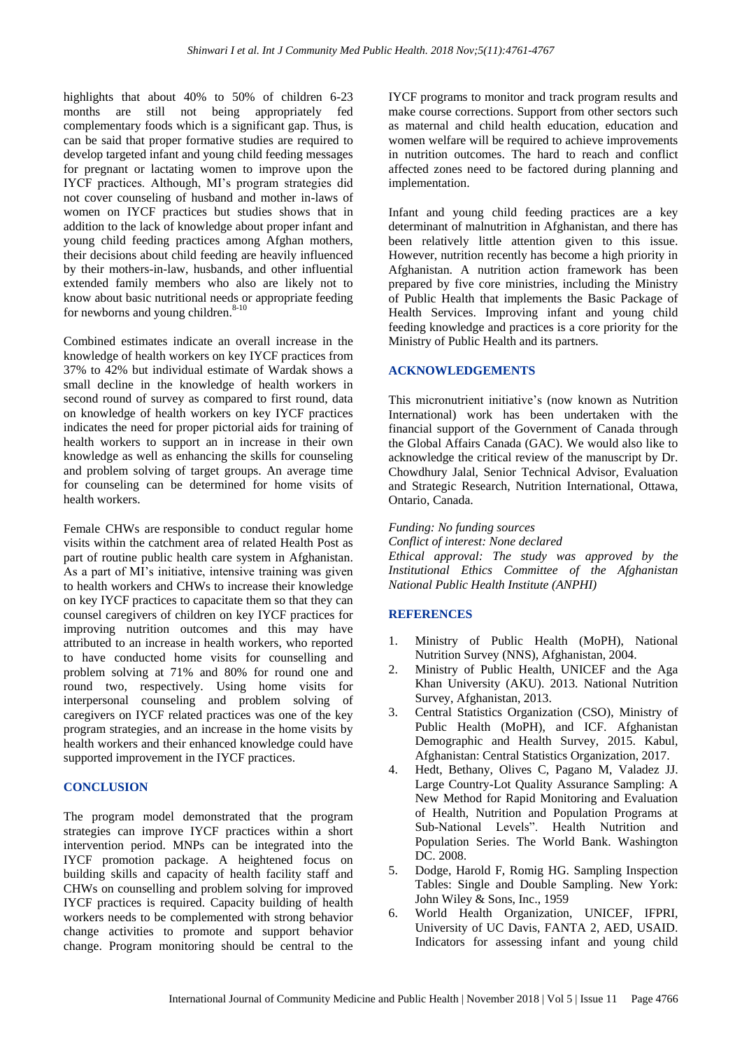highlights that about 40% to 50% of children 6-23 months are still not being appropriately fed complementary foods which is a significant gap. Thus, is can be said that proper formative studies are required to develop targeted infant and young child feeding messages for pregnant or lactating women to improve upon the IYCF practices. Although, MI's program strategies did not cover counseling of husband and mother in-laws of women on IYCF practices but studies shows that in addition to the lack of knowledge about proper infant and young child feeding practices among Afghan mothers, their decisions about child feeding are heavily influenced by their mothers-in-law, husbands, and other influential extended family members who also are likely not to know about basic nutritional needs or appropriate feeding for newborns and young children.[8-10]

Combined estimates indicate an overall increase in the knowledge of health workers on key IYCF practices from 37% to 42% but individual estimate of Wardak shows a small decline in the knowledge of health workers in second round of survey as compared to first round, data on knowledge of health workers on key IYCF practices indicates the need for proper pictorial aids for training of health workers to support an in increase in their own knowledge as well as enhancing the skills for counseling and problem solving of target groups. An average time for counseling can be determined for home visits of health workers.

Female CHWs are responsible to conduct regular home visits within the catchment area of related Health Post as part of routine public health care system in Afghanistan. As a part of MI's initiative, intensive training was given to health workers and CHWs to increase their knowledge on key IYCF practices to capacitate them so that they can counsel caregivers of children on key IYCF practices for improving nutrition outcomes and this may have attributed to an increase in health workers, who reported to have conducted home visits for counselling and problem solving at 71% and 80% for round one and round two, respectively. Using home visits for interpersonal counseling and problem solving of caregivers on IYCF related practices was one of the key program strategies, and an increase in the home visits by health workers and their enhanced knowledge could have supported improvement in the IYCF practices.

## CONCLUSION

The program model demonstrated that the program strategies can improve IYCF practices within a short intervention period. MNPs can be integrated into the IYCF promotion package. A heightened focus on building skills and capacity of health facility staff and CHWs on counselling and problem solving for improved IYCF practices is required. Capacity building of health workers needs to be complemented with strong behavior change activities to promote and support behavior change. Program monitoring should be central to the IYCF programs to monitor and track program results and make course corrections. Support from other sectors such as maternal and child health education, education and women welfare will be required to achieve improvements in nutrition outcomes. The hard to reach and conflict affected zones need to be factored during planning and implementation.

Infant and young child feeding practices are a key determinant of malnutrition in Afghanistan, and there has been relatively little attention given to this issue. However, nutrition recently has become a high priority in Afghanistan. A nutrition action framework has been prepared by five core ministries, including the Ministry of Public Health that implements the Basic Package of Health Services. Improving infant and young child feeding knowledge and practices is a core priority for the Ministry of Public Health and its partners.

## ACKNOWLEDGEMENTS

This micronutrient initiative's (now known as Nutrition International) work has been undertaken with the financial support of the Government of Canada through the Global Affairs Canada (GAC). We would also like to acknowledge the critical review of the manuscript by Dr. Chowdhury Jalal, Senior Technical Advisor, Evaluation and Strategic Research, Nutrition International, Ottawa, Ontario, Canada.

*Funding: No funding sources*
*Conflict of interest: None declared*
*Ethical approval: The study was approved by the Institutional Ethics Committee of the Afghanistan National Public Health Institute (ANPHI)*

## REFERENCES

1. Ministry of Public Health (MoPH), National Nutrition Survey (NNS), Afghanistan, 2004.
2. Ministry of Public Health, UNICEF and the Aga Khan University (AKU). 2013. National Nutrition Survey, Afghanistan, 2013.
3. Central Statistics Organization (CSO), Ministry of Public Health (MoPH), and ICF. Afghanistan Demographic and Health Survey, 2015. Kabul, Afghanistan: Central Statistics Organization, 2017.
4. Hedt, Bethany, Olives C, Pagano M, Valadez JJ. Large Country-Lot Quality Assurance Sampling: A New Method for Rapid Monitoring and Evaluation of Health, Nutrition and Population Programs at Sub-National Levels". Health Nutrition and Population Series. The World Bank. Washington DC. 2008.
5. Dodge, Harold F, Romig HG. Sampling Inspection Tables: Single and Double Sampling. New York: John Wiley & Sons, Inc., 1959
6. World Health Organization, UNICEF, IFPRI, University of UC Davis, FANTA 2, AED, USAID. Indicators for assessing infant and young child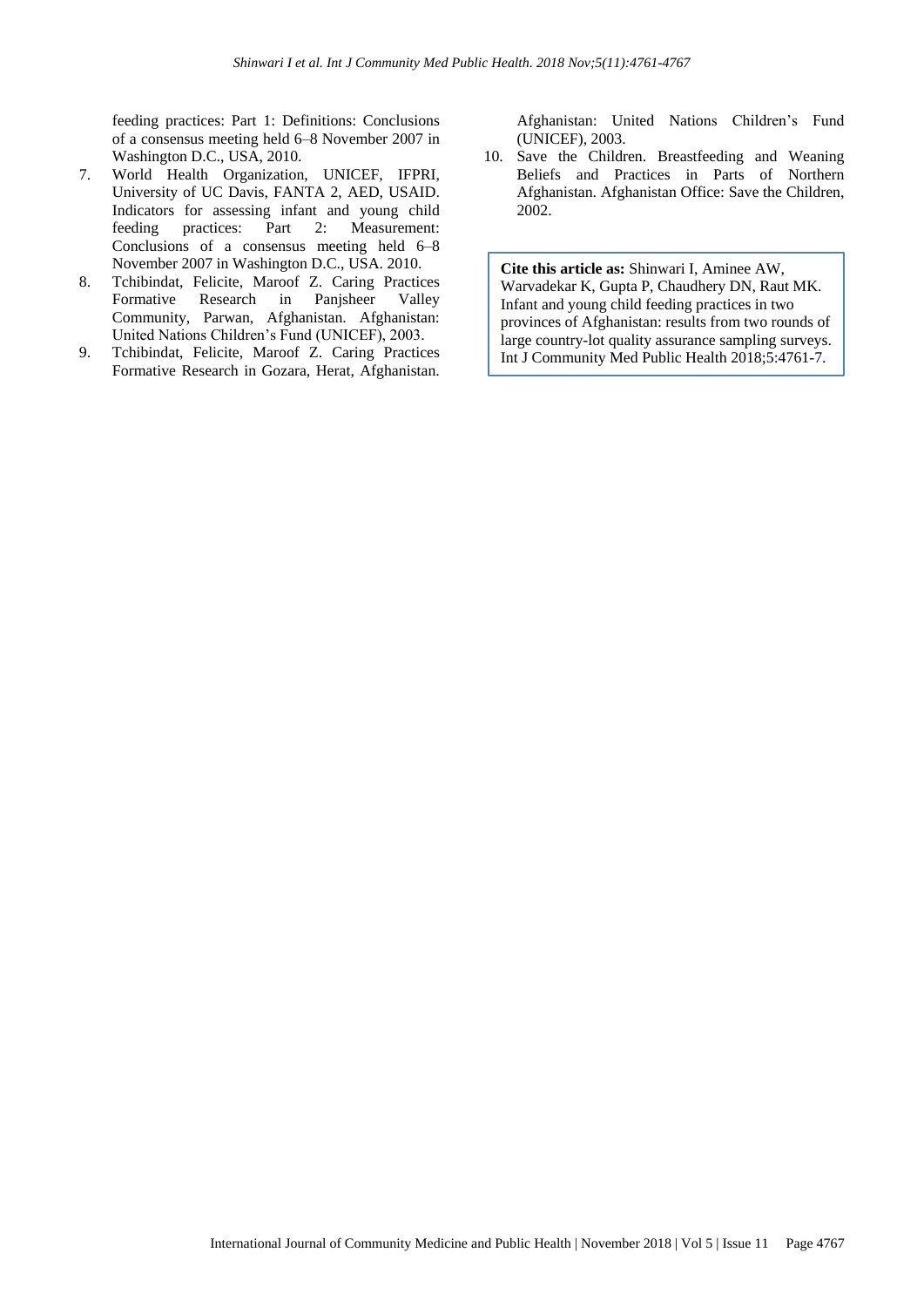feeding practices: Part 1: Definitions: Conclusions of a consensus meeting held 6–8 November 2007 in Washington D.C., USA, 2010.

7. World Health Organization, UNICEF, IFPRI, University of UC Davis, FANTA 2, AED, USAID. Indicators for assessing infant and young child feeding practices: Part 2: Measurement: Conclusions of a consensus meeting held 6–8 November 2007 in Washington D.C., USA. 2010.
8. Tchibindat, Felicite, Maroof Z. Caring Practices Formative Research in Panjsheer Valley Community, Parwan, Afghanistan. Afghanistan: United Nations Children's Fund (UNICEF), 2003.
9. Tchibindat, Felicite, Maroof Z. Caring Practices Formative Research in Gozara, Herat, Afghanistan. Afghanistan: United Nations Children's Fund (UNICEF), 2003.
10. Save the Children. Breastfeeding and Weaning Beliefs and Practices in Parts of Northern Afghanistan. Afghanistan Office: Save the Children, 2002.

**Cite this article as:** Shinwari I, Aminee AW, Warvadekar K, Gupta P, Chaudhery DN, Raut MK. Infant and young child feeding practices in two provinces of Afghanistan: results from two rounds of large country-lot quality assurance sampling surveys. Int J Community Med Public Health 2018;5:4761-7.